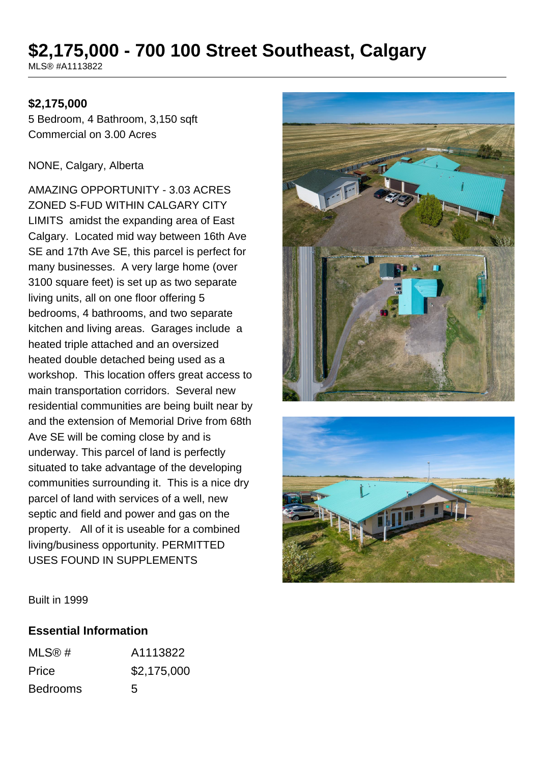# $2,175,000 - 700 100 Street Southeast, Calgary

MLS® #A1113822

**$2,175,000**

5 Bedroom, 4 Bathroom, 3,150 sqft

Commercial on 3.00 Acres

NONE, Calgary, Alberta

AMAZING OPPORTUNITY - 3.03 ACRES ZONED S-FUD WITHIN CALGARY CITY LIMITS amidst the expanding area of East Calgary. Located mid way between 16th Ave SE and 17th Ave SE, this parcel is perfect for many businesses. A very large home (over 3100 square feet) is set up as two separate living units, all on one floor offering 5 bedrooms, 4 bathrooms, and two separate kitchen and living areas. Garages include a heated triple attached and an oversized heated double detached being used as a workshop. This location offers great access to main transportation corridors. Several new residential communities are being built near by and the extension of Memorial Drive from 68th Ave SE will be coming close by and is underway. This parcel of land is perfectly situated to take advantage of the developing communities surrounding it. This is a nice dry parcel of land with services of a well, new septic and field and power and gas on the property. All of it is useable for a combined living/business opportunity. PERMITTED USES FOUND IN SUPPLEMENTS

Built in 1999

## Essential Information

| | |
|---|---|
| MLS® # | A1113822 |
| Price | $2,175,000 |
| Bedrooms | 5 |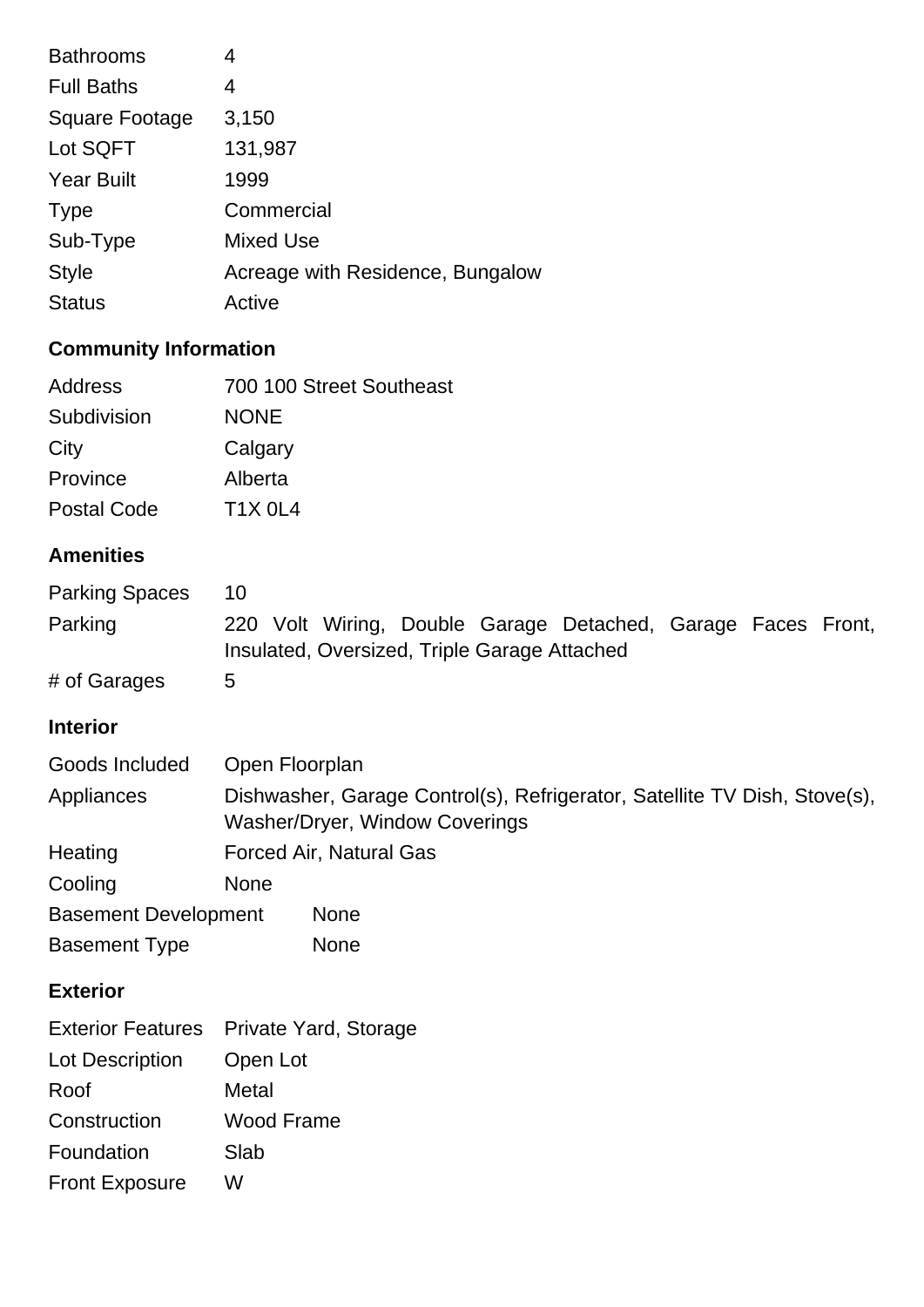| | |
|---|---|
| Bathrooms | 4 |
| Full Baths | 4 |
| Square Footage | 3,150 |
| Lot SQFT | 131,987 |
| Year Built | 1999 |
| Type | Commercial |
| Sub-Type | Mixed Use |
| Style | Acreage with Residence, Bungalow |
| Status | Active |

## Community Information

| | |
|---|---|
| Address | 700 100 Street Southeast |
| Subdivision | NONE |
| City | Calgary |
| Province | Alberta |
| Postal Code | T1X 0L4 |

## Amenities

| | |
|---|---|
| Parking Spaces | 10 |
| Parking | 220 Volt Wiring, Double Garage Detached, Garage Faces Front, Insulated, Oversized, Triple Garage Attached |
| # of Garages | 5 |

## Interior

| | |
|---|---|
| Goods Included | Open Floorplan |
| Appliances | Dishwasher, Garage Control(s), Refrigerator, Satellite TV Dish, Stove(s), Washer/Dryer, Window Coverings |
| Heating | Forced Air, Natural Gas |
| Cooling | None |
| Basement Development | None |
| Basement Type | None |

## Exterior

| | |
|---|---|
| Exterior Features | Private Yard, Storage |
| Lot Description | Open Lot |
| Roof | Metal |
| Construction | Wood Frame |
| Foundation | Slab |
| Front Exposure | W |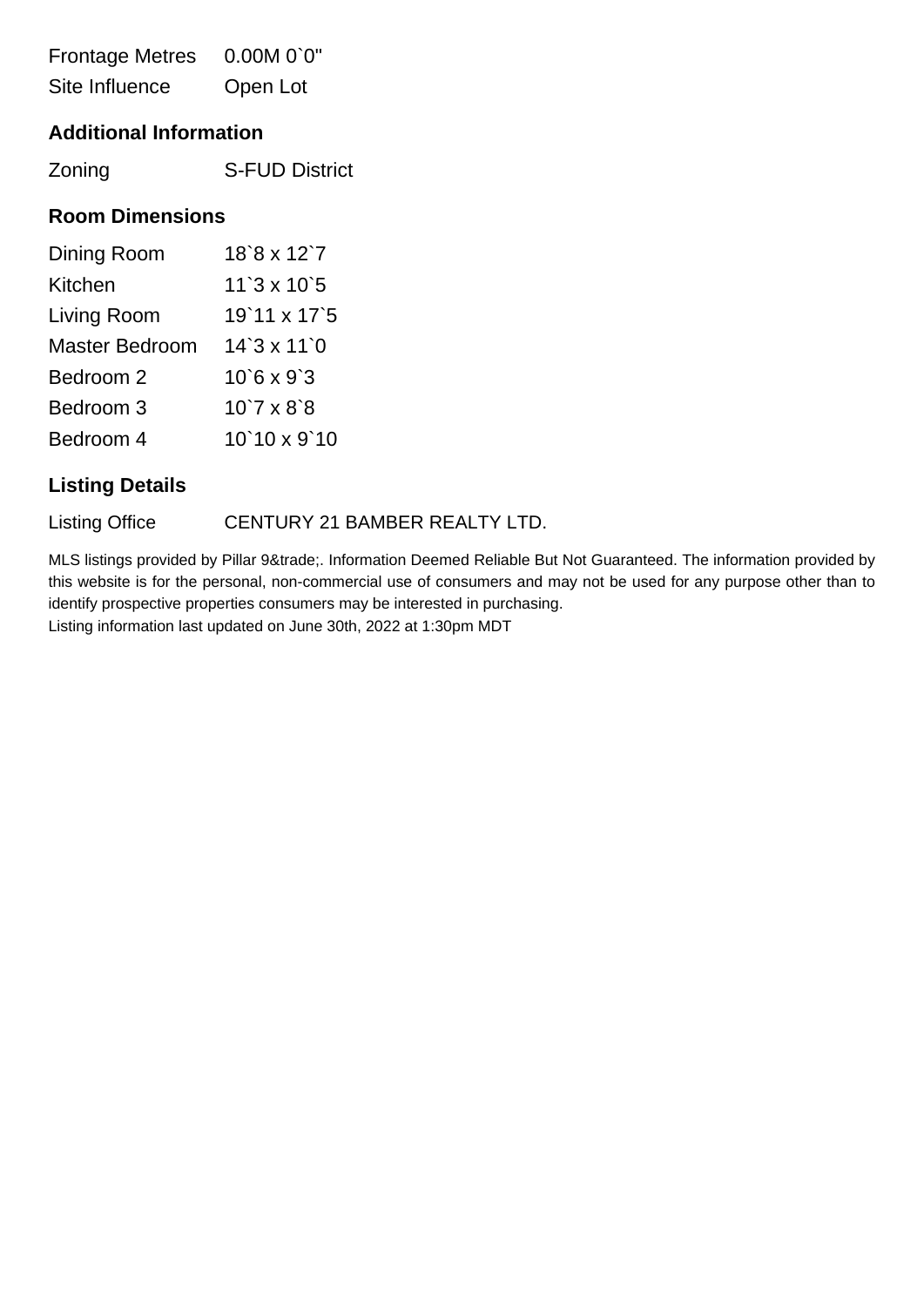| | |
|---|---|
| Frontage Metres | 0.00M 0`0" |
| Site Influence | Open Lot |

### Additional Information

| | |
|---|---|
| Zoning | S-FUD District |

### Room Dimensions

| | |
|---|---|
| Dining Room | 18`8 x 12`7 |
| Kitchen | 11`3 x 10`5 |
| Living Room | 19`11 x 17`5 |
| Master Bedroom | 14`3 x 11`0 |
| Bedroom 2 | 10`6 x 9`3 |
| Bedroom 3 | 10`7 x 8`8 |
| Bedroom 4 | 10`10 x 9`10 |

### Listing Details

| | |
|---|---|
| Listing Office | CENTURY 21 BAMBER REALTY LTD. |

MLS listings provided by Pillar 9&trade;. Information Deemed Reliable But Not Guaranteed. The information provided by this website is for the personal, non-commercial use of consumers and may not be used for any purpose other than to identify prospective properties consumers may be interested in purchasing.
Listing information last updated on June 30th, 2022 at 1:30pm MDT